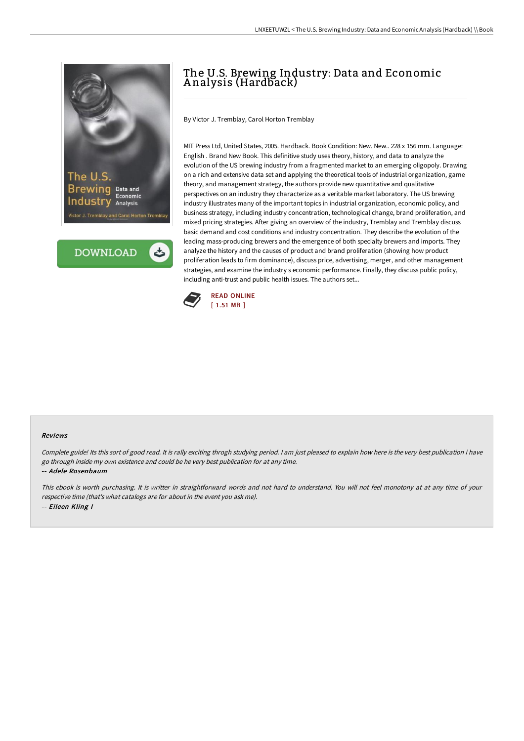# The U.S. Brewing Industry: Data and Economic Analysis (Hardback)

By Victor J. Tremblay, Carol Horton Tremblay

MIT Press Ltd, United States, 2005. Hardback. Book Condition: New. New.. 228 x 156 mm. Language: English . Brand New Book. This definitive study uses theory, history, and data to analyze the evolution of the US brewing industry from a fragmented market to an emerging oligopoly. Drawing on a rich and extensive data set and applying the theoretical tools of industrial organization, game theory, and management strategy, the authors provide new quantitative and qualitative perspectives on an industry they characterize as a veritable market laboratory. The US brewing industry illustrates many of the important topics in industrial organization, economic policy, and business strategy, including industry concentration, technological change, brand proliferation, and mixed pricing strategies. After giving an overview of the industry, Tremblay and Tremblay discuss basic demand and cost conditions and industry concentration. They describe the evolution of the leading mass-producing brewers and the emergence of both specialty brewers and imports. They analyze the history and the causes of product and brand proliferation (showing how product proliferation leads to firm dominance), discuss price, advertising, merger, and other management strategies, and examine the industry s economic performance. Finally, they discuss public policy, including anti-trust and public health issues. The authors set...

READ ONLINE
[ 1.51 MB ]

### Reviews

*Complete guide! Its this sort of good read. It is rally exciting throgh studying period. I am just pleased to explain how here is the very best publication i have go through inside my own existence and could be he very best publication for at any time.*

-- ***Adele Rosenbaum***

*This ebook is worth purchasing. It is writter in straightforward words and not hard to understand. You will not feel monotony at at any time of your respective time (that's what catalogs are for about in the event you ask me).*

-- ***Eileen Kling I***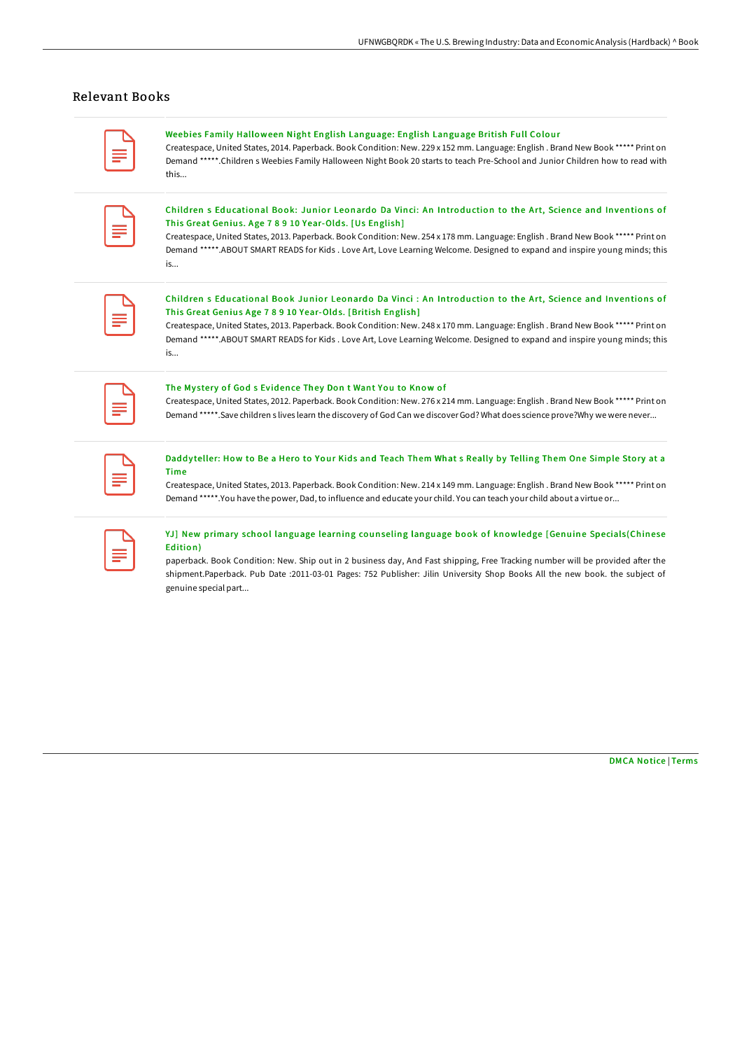## Relevant Books

**Weebies Family Halloween Night English Language: English Language British Full Colour**

Createspace, United States, 2014. Paperback. Book Condition: New. 229 x 152 mm. Language: English . Brand New Book ***** Print on Demand *****.Children s Weebies Family Halloween Night Book 20 starts to teach Pre-School and Junior Children how to read with this...

**Children s Educational Book: Junior Leonardo Da Vinci: An Introduction to the Art, Science and Inventions of This Great Genius. Age 7 8 9 10 Year-Olds. [Us English]**

Createspace, United States, 2013. Paperback. Book Condition: New. 254 x 178 mm. Language: English . Brand New Book ***** Print on Demand *****.ABOUT SMART READS for Kids . Love Art, Love Learning Welcome. Designed to expand and inspire young minds; this is...

**Children s Educational Book Junior Leonardo Da Vinci : An Introduction to the Art, Science and Inventions of This Great Genius Age 7 8 9 10 Year-Olds. [British English]**

Createspace, United States, 2013. Paperback. Book Condition: New. 248 x 170 mm. Language: English . Brand New Book ***** Print on Demand *****.ABOUT SMART READS for Kids . Love Art, Love Learning Welcome. Designed to expand and inspire young minds; this is...

**The Mystery of God s Evidence They Don t Want You to Know of**

Createspace, United States, 2012. Paperback. Book Condition: New. 276 x 214 mm. Language: English . Brand New Book ***** Print on Demand *****.Save children s lives learn the discovery of God Can we discover God? What does science prove?Why we were never...

**Daddyteller: How to Be a Hero to Your Kids and Teach Them What s Really by Telling Them One Simple Story at a Time**

Createspace, United States, 2013. Paperback. Book Condition: New. 214 x 149 mm. Language: English . Brand New Book ***** Print on Demand *****.You have the power, Dad, to influence and educate your child. You can teach your child about a virtue or...

**YJ] New primary school language learning counseling language book of knowledge [Genuine Specials(Chinese Edition)**

paperback. Book Condition: New. Ship out in 2 business day, And Fast shipping, Free Tracking number will be provided after the shipment.Paperback. Pub Date :2011-03-01 Pages: 752 Publisher: Jilin University Shop Books All the new book. the subject of genuine special part...